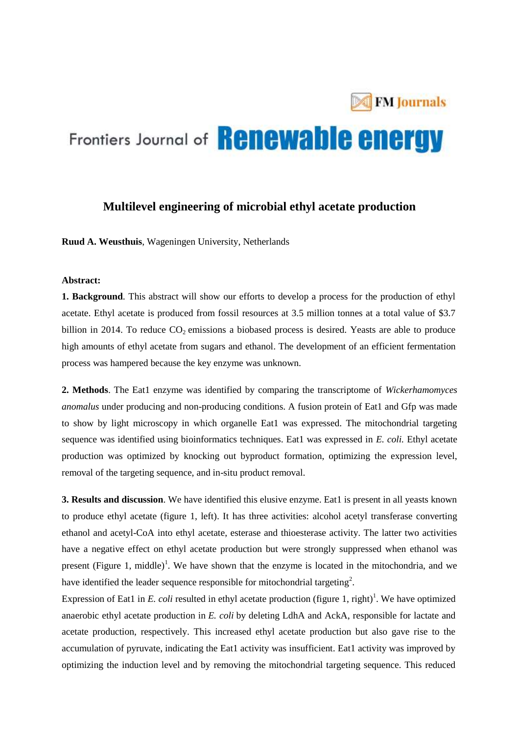FM Journals

Frontiers Journal of **Renewable energy**

# Multilevel engineering of microbial ethyl acetate production

**Ruud A. Weusthuis**, Wageningen University, Netherlands

**Abstract:**

**1. Background**. This abstract will show our efforts to develop a process for the production of ethyl acetate. Ethyl acetate is produced from fossil resources at 3.5 million tonnes at a total value of $3.7 billion in 2014. To reduce $CO_2$ emissions a biobased process is desired. Yeasts are able to produce high amounts of ethyl acetate from sugars and ethanol. The development of an efficient fermentation process was hampered because the key enzyme was unknown.

**2. Methods**. The Eat1 enzyme was identified by comparing the transcriptome of *Wickerhamomyces anomalus* under producing and non-producing conditions. A fusion protein of Eat1 and Gfp was made to show by light microscopy in which organelle Eat1 was expressed. The mitochondrial targeting sequence was identified using bioinformatics techniques. Eat1 was expressed in *E. coli.* Ethyl acetate production was optimized by knocking out byproduct formation, optimizing the expression level, removal of the targeting sequence, and in-situ product removal.

**3. Results and discussion**. We have identified this elusive enzyme. Eat1 is present in all yeasts known to produce ethyl acetate (figure 1, left). It has three activities: alcohol acetyl transferase converting ethanol and acetyl-CoA into ethyl acetate, esterase and thioesterase activity. The latter two activities have a negative effect on ethyl acetate production but were strongly suppressed when ethanol was present (Figure 1, middle)[1]. We have shown that the enzyme is located in the mitochondria, and we have identified the leader sequence responsible for mitochondrial targeting[2].

Expression of Eat1 in *E. coli* resulted in ethyl acetate production (figure 1, right)[1]. We have optimized anaerobic ethyl acetate production in *E. coli* by deleting LdhA and AckA, responsible for lactate and acetate production, respectively. This increased ethyl acetate production but also gave rise to the accumulation of pyruvate, indicating the Eat1 activity was insufficient. Eat1 activity was improved by optimizing the induction level and by removing the mitochondrial targeting sequence. This reduced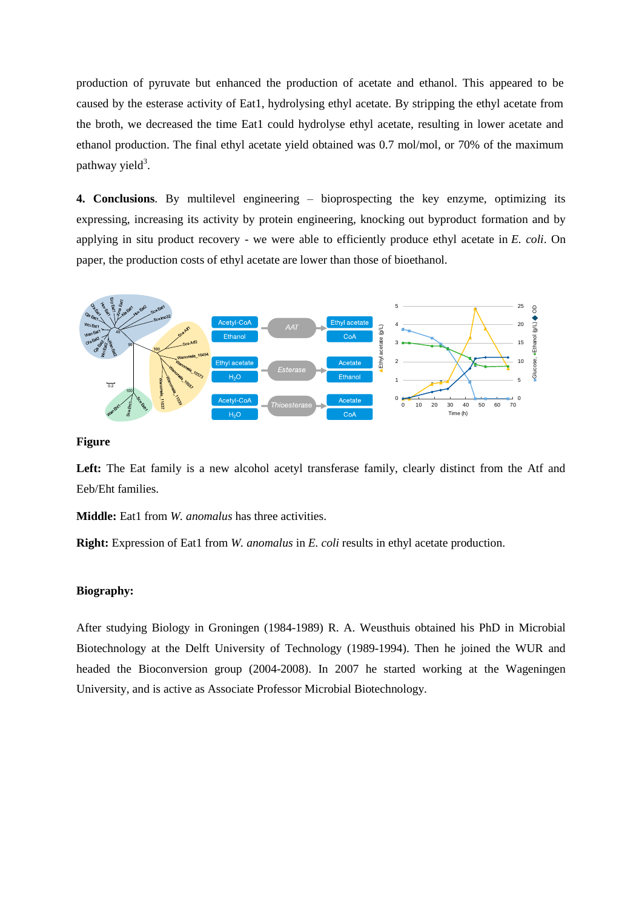production of pyruvate but enhanced the production of acetate and ethanol. This appeared to be caused by the esterase activity of Eat1, hydrolysing ethyl acetate. By stripping the ethyl acetate from the broth, we decreased the time Eat1 could hydrolyse ethyl acetate, resulting in lower acetate and ethanol production. The final ethyl acetate yield obtained was 0.7 mol/mol, or 70% of the maximum pathway yield[3].

**4. Conclusions**. By multilevel engineering – bioprospecting the key enzyme, optimizing its expressing, increasing its activity by protein engineering, knocking out byproduct formation and by applying in situ product recovery - we were able to efficiently produce ethyl acetate in *E. coli*. On paper, the production costs of ethyl acetate are lower than those of bioethanol.

Acetyl-CoA
Ethanol
AAT
Ethyl acetate
CoA

Ethyl acetate
$H_2O$
Esterase
Acetate
Ethanol

Acetyl-CoA
$H_2O$
Thioesterase
Acetate
CoA

Ethyl acetate (g/L)
Glucose, Ethanol (g/L) OD
Time (h)

**Figure**

**Left:** The Eat family is a new alcohol acetyl transferase family, clearly distinct from the Atf and Eeb/Eht families.

**Middle:** Eat1 from *W. anomalus* has three activities.

**Right:** Expression of Eat1 from *W. anomalus* in *E. coli* results in ethyl acetate production.

**Biography:**

After studying Biology in Groningen (1984-1989) R. A. Weusthuis obtained his PhD in Microbial Biotechnology at the Delft University of Technology (1989-1994). Then he joined the WUR and headed the Bioconversion group (2004-2008). In 2007 he started working at the Wageningen University, and is active as Associate Professor Microbial Biotechnology.